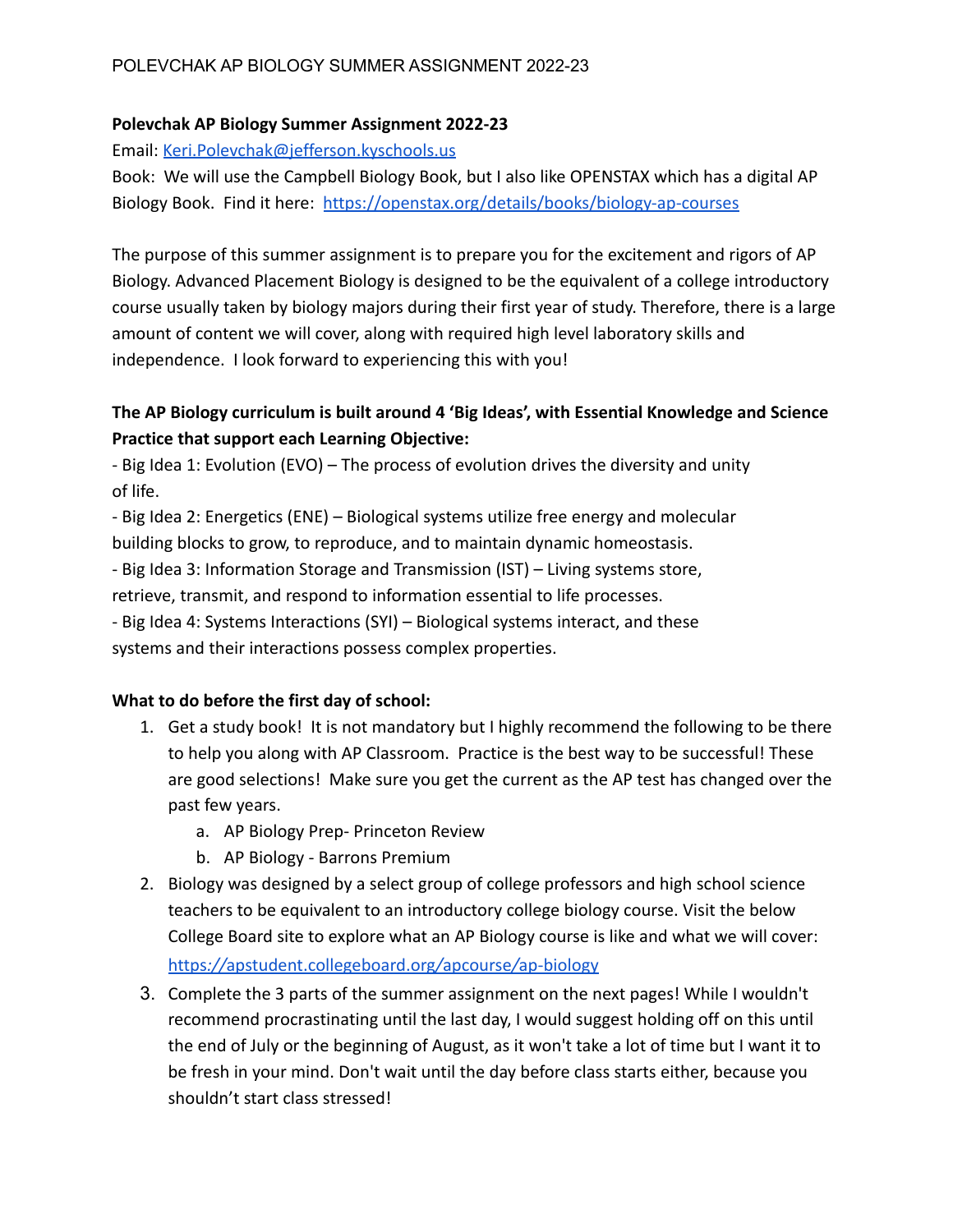**Polevchak AP Biology Summer Assignment 2022-23**

Email: [Keri.Polevchak@jefferson.kyschools.us](mailto:Keri.Polevchak@jefferson.kyschools.us)

Book: We will use the Campbell Biology Book, but I also like OPENSTAX which has a digital AP Biology Book. Find it here: [https://openstax.org/details/books/biology-ap-courses](https://openstax.org/details/books/biology-ap-courses)

The purpose of this summer assignment is to prepare you for the excitement and rigors of AP Biology. Advanced Placement Biology is designed to be the equivalent of a college introductory course usually taken by biology majors during their first year of study. Therefore, there is a large amount of content we will cover, along with required high level laboratory skills and independence. I look forward to experiencing this with you!

**The AP Biology curriculum is built around 4 'Big Ideas', with Essential Knowledge and Science Practice that support each Learning Objective:**

- Big Idea 1: Evolution (EVO) – The process of evolution drives the diversity and unity of life.
- Big Idea 2: Energetics (ENE) – Biological systems utilize free energy and molecular building blocks to grow, to reproduce, and to maintain dynamic homeostasis.
- Big Idea 3: Information Storage and Transmission (IST) – Living systems store, retrieve, transmit, and respond to information essential to life processes.
- Big Idea 4: Systems Interactions (SYI) – Biological systems interact, and these systems and their interactions possess complex properties.

**What to do before the first day of school:**

1. Get a study book! It is not mandatory but I highly recommend the following to be there to help you along with AP Classroom. Practice is the best way to be successful! These are good selections! Make sure you get the current as the AP test has changed over the past few years.
    a. AP Biology Prep- Princeton Review
    b. AP Biology - Barrons Premium
2. Biology was designed by a select group of college professors and high school science teachers to be equivalent to an introductory college biology course. Visit the below College Board site to explore what an AP Biology course is like and what we will cover: [https://apstudent.collegeboard.org/apcourse/ap-biology](https://apstudent.collegeboard.org/apcourse/ap-biology)
3. Complete the 3 parts of the summer assignment on the next pages! While I wouldn't recommend procrastinating until the last day, I would suggest holding off on this until the end of July or the beginning of August, as it won't take a lot of time but I want it to be fresh in your mind. Don't wait until the day before class starts either, because you shouldn't start class stressed!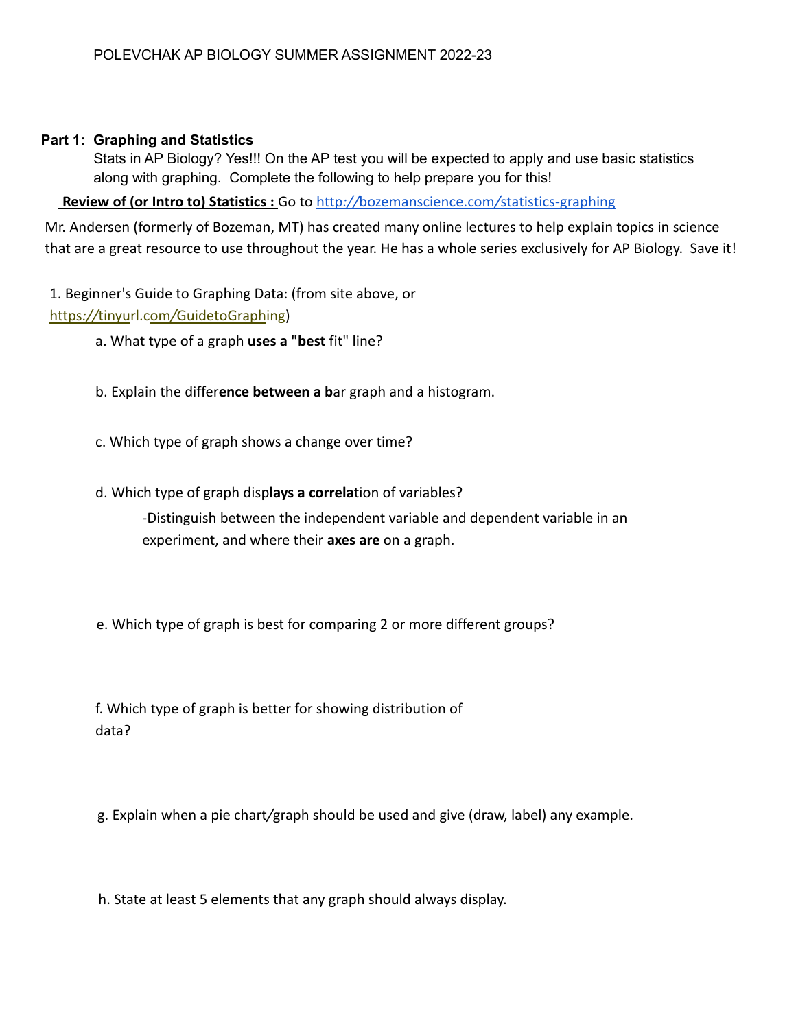POLEVCHAK AP BIOLOGY SUMMER ASSIGNMENT 2022-23

**Part 1: Graphing and Statistics**

Stats in AP Biology? Yes!!! On the AP test you will be expected to apply and use basic statistics along with graphing. Complete the following to help prepare you for this!

**Review of (or Intro to) Statistics :** Go to http://bozemanscience.com/statistics-graphing

Mr. Andersen (formerly of Bozeman, MT) has created many online lectures to help explain topics in science that are a great resource to use throughout the year. He has a whole series exclusively for AP Biology. Save it!

1. Beginner's Guide to Graphing Data: (from site above, or https://tinyurl.com/GuidetoGraphing)

   a. What type of a graph **uses a "best** fit" line?

   b. Explain the differ**ence between a b**ar graph and a histogram.

   c. Which type of graph shows a change over time?

   d. Which type of graph disp**lays a correla**tion of variables?

      -Distinguish between the independent variable and dependent variable in an experiment, and where their **axes are** on a graph.

   e. Which type of graph is best for comparing 2 or more different groups?

   f. Which type of graph is better for showing distribution of data?

   g. Explain when a pie chart/graph should be used and give (draw, label) any example.

   h. State at least 5 elements that any graph should always display.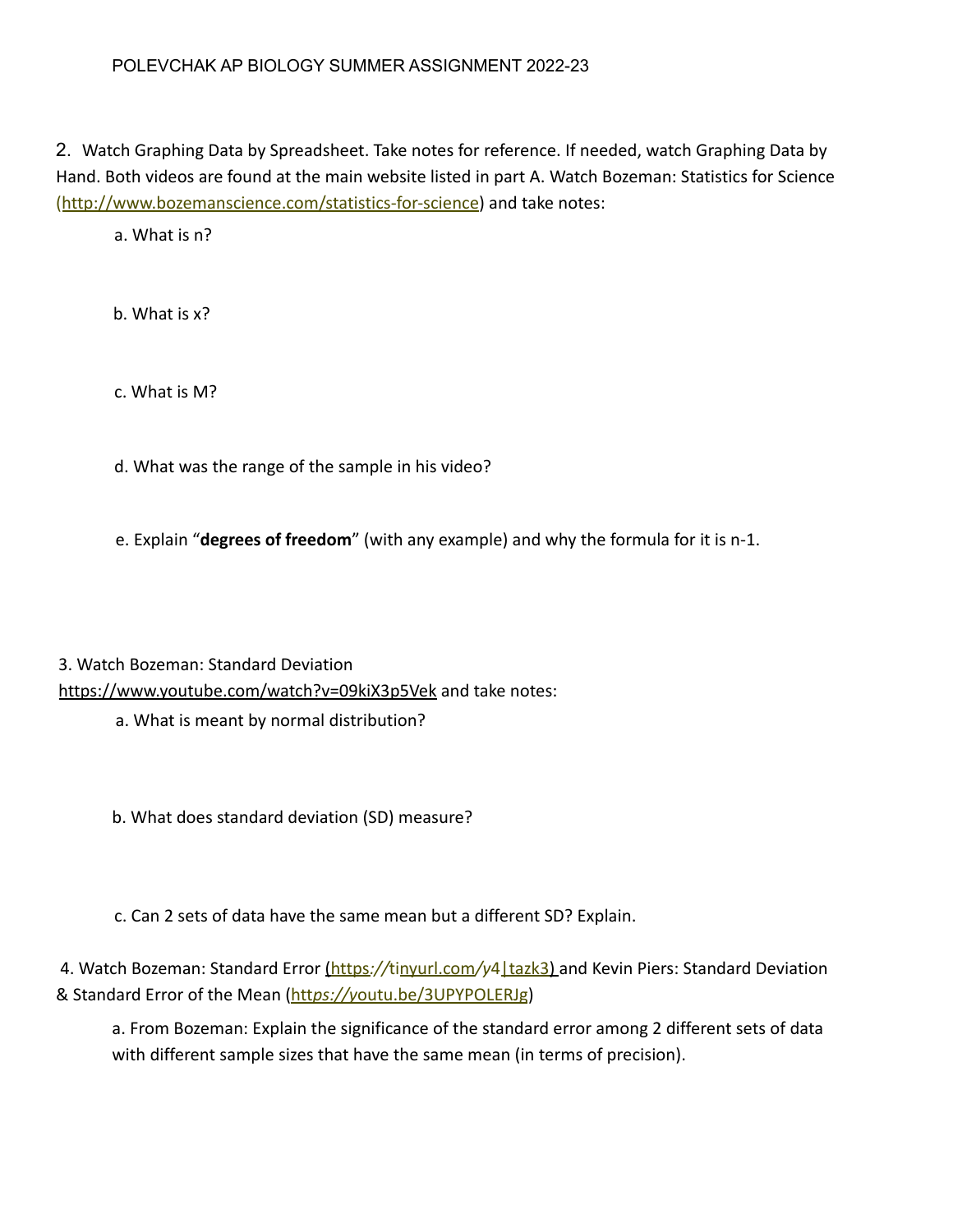POLEVCHAK AP BIOLOGY SUMMER ASSIGNMENT 2022-23

2. Watch Graphing Data by Spreadsheet. Take notes for reference. If needed, watch Graphing Data by Hand. Both videos are found at the main website listed in part A. Watch Bozeman: Statistics for Science (http://www.bozemanscience.com/statistics-for-science) and take notes:

a. What is n?

b. What is x?

c. What is M?

d. What was the range of the sample in his video?

e. Explain "**degrees of freedom**" (with any example) and why the formula for it is n-1.

3. Watch Bozeman: Standard Deviation https://www.youtube.com/watch?v=09kiX3p5Vek and take notes:

a. What is meant by normal distribution?

b. What does standard deviation (SD) measure?

c. Can 2 sets of data have the same mean but a different SD? Explain.

4. Watch Bozeman: Standard Error (https://tinyurl.com/y4ltazk3) and Kevin Piers: Standard Deviation & Standard Error of the Mean (https://youtu.be/3UPYPOLERJg)

a. From Bozeman: Explain the significance of the standard error among 2 different sets of data with different sample sizes that have the same mean (in terms of precision).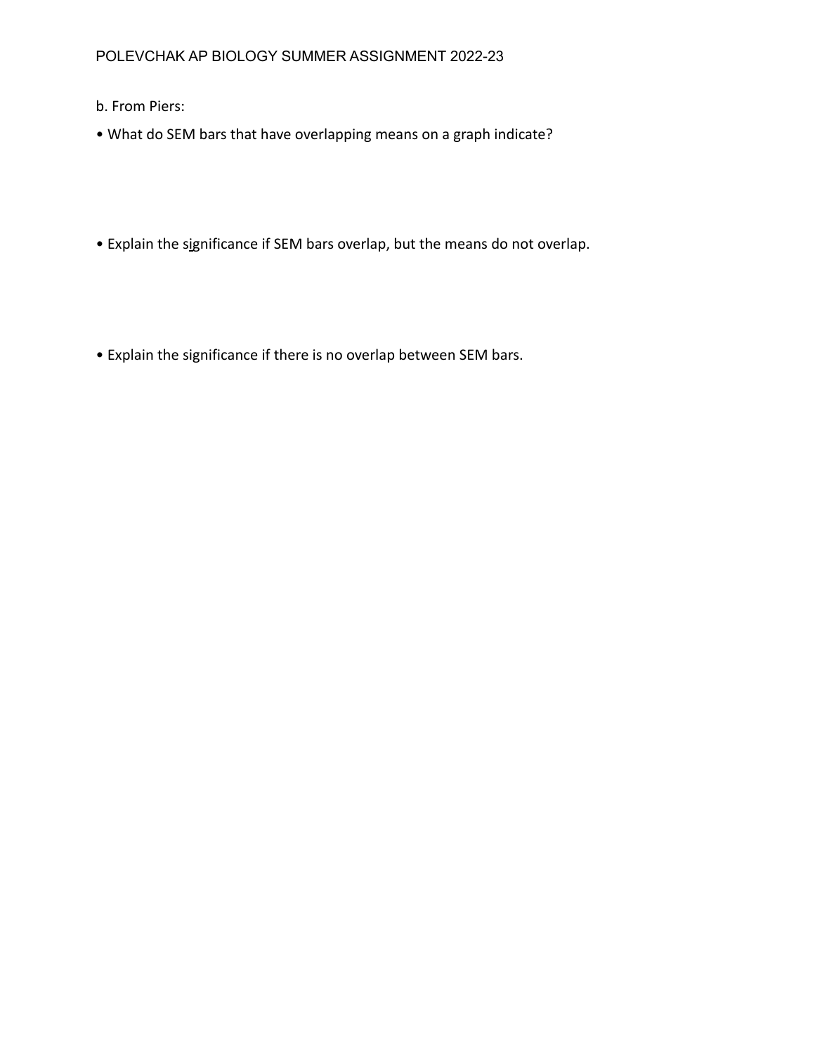b. From Piers:

- What do SEM bars that have overlapping means on a graph indicate?

- Explain the significance if SEM bars overlap, but the means do not overlap.

- Explain the significance if there is no overlap between SEM bars.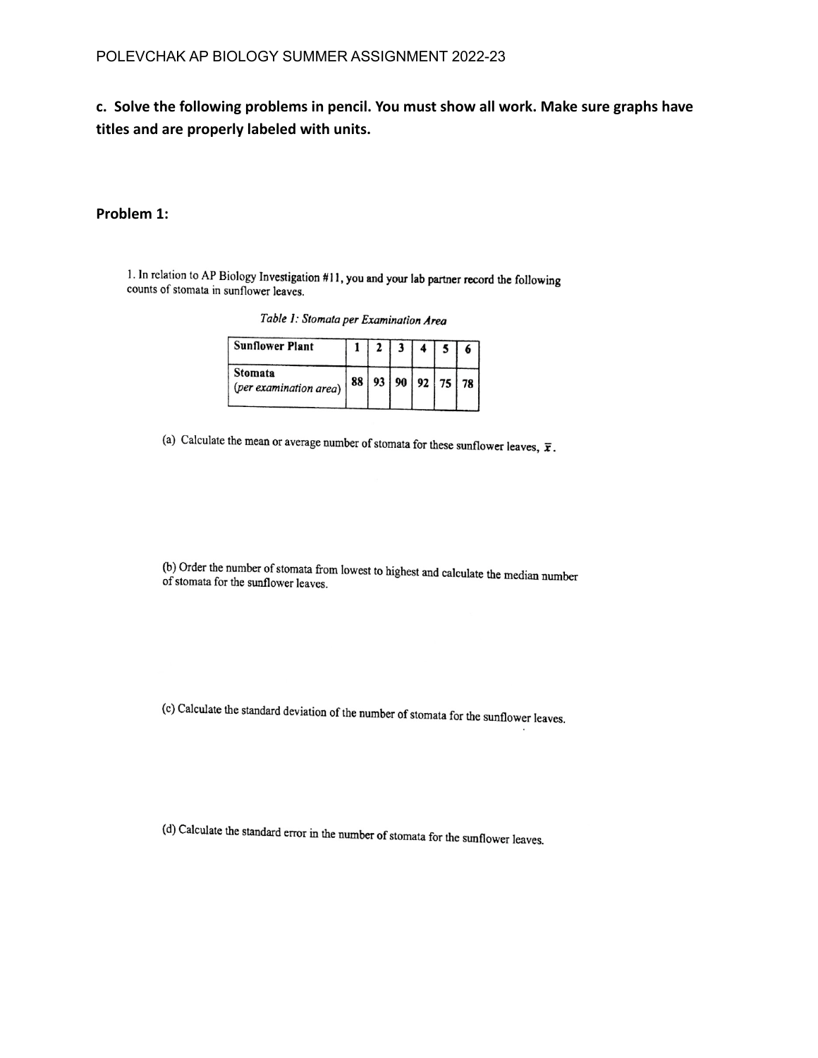**c. Solve the following problems in pencil. You must show all work. Make sure graphs have titles and are properly labeled with units.**

**Problem 1:**

1. In relation to AP Biology Investigation #11, you and your lab partner record the following counts of stomata in sunflower leaves.

*Table 1: Stomata per Examination Area*

| **Sunflower Plant** | **1** | **2** | **3** | **4** | **5** | **6** |
|---|---|---|---|---|---|---|
| **Stomata** (*per examination area*) | **88** | **93** | **90** | **92** | **75** | **78** |

(a) Calculate the mean or average number of stomata for these sunflower leaves, $\bar{x}$.

(b) Order the number of stomata from lowest to highest and calculate the median number of stomata for the sunflower leaves.

(c) Calculate the standard deviation of the number of stomata for the sunflower leaves.

(d) Calculate the standard error in the number of stomata for the sunflower leaves.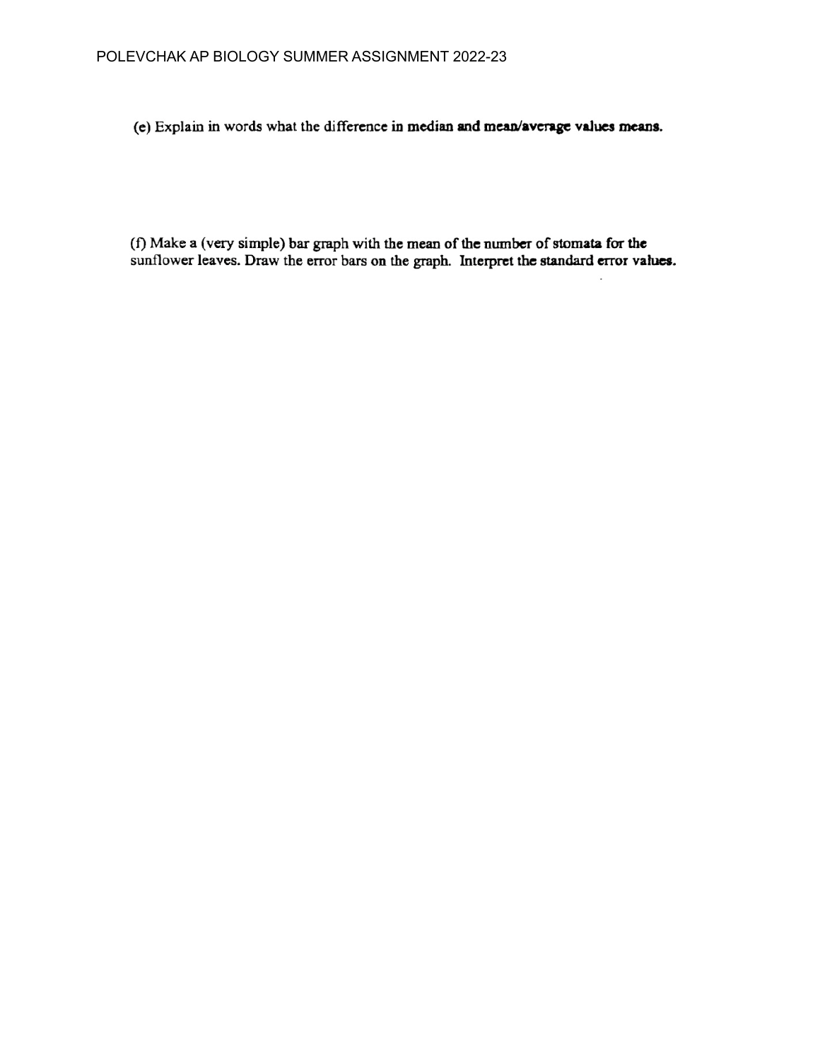(e) Explain in words what the difference in **median and mean/average values means.**

(f) Make a (very simple) bar graph with the **mean of the number of stomata for the** sunflower leaves. Draw the error bars **on the graph. Interpret the standard error values.**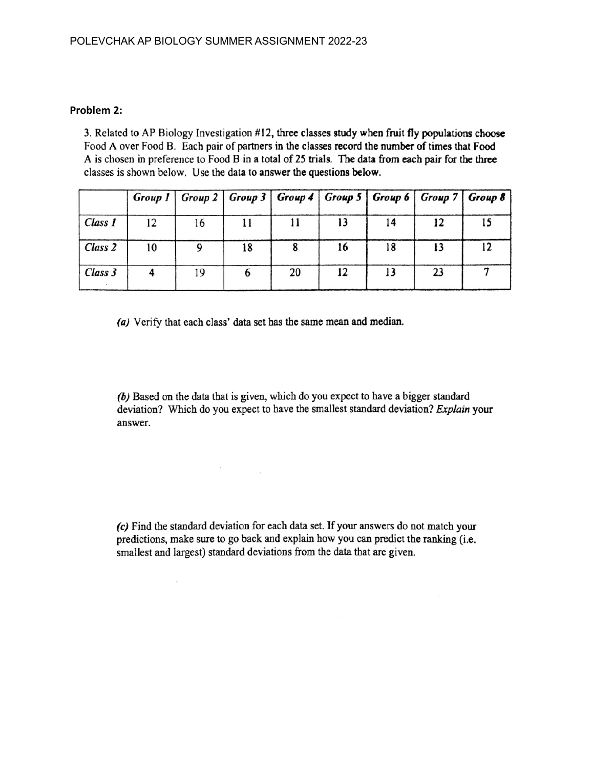**Problem 2:**

3. Related to AP Biology Investigation #12, three classes study when fruit fly populations choose Food A over Food B. Each pair of partners in the classes record the number of times that Food A is chosen in preference to Food B in a total of 25 trials. The data from each pair for the three classes is shown below. Use the data to answer the questions below.

| | *Group 1* | *Group 2* | *Group 3* | *Group 4* | *Group 5* | *Group 6* | *Group 7* | *Group 8* |
|---|---|---|---|---|---|---|---|---|
| *Class 1* | 12 | 16 | 11 | 11 | 13 | 14 | 12 | 15 |
| *Class 2* | 10 | 9 | 18 | 8 | 16 | 18 | 13 | 12 |
| *Class 3* | 4 | 19 | 6 | 20 | 12 | 13 | 23 | 7 |

***(a)*** Verify that each class' data set has the same mean and median.

***(b)*** Based on the data that is given, which do you expect to have a bigger standard deviation? Which do you expect to have the smallest standard deviation? *Explain* your answer.

***(c)*** Find the standard deviation for each data set. If your answers do not match your predictions, make sure to go back and explain how you can predict the ranking (i.e. smallest and largest) standard deviations from the data that are given.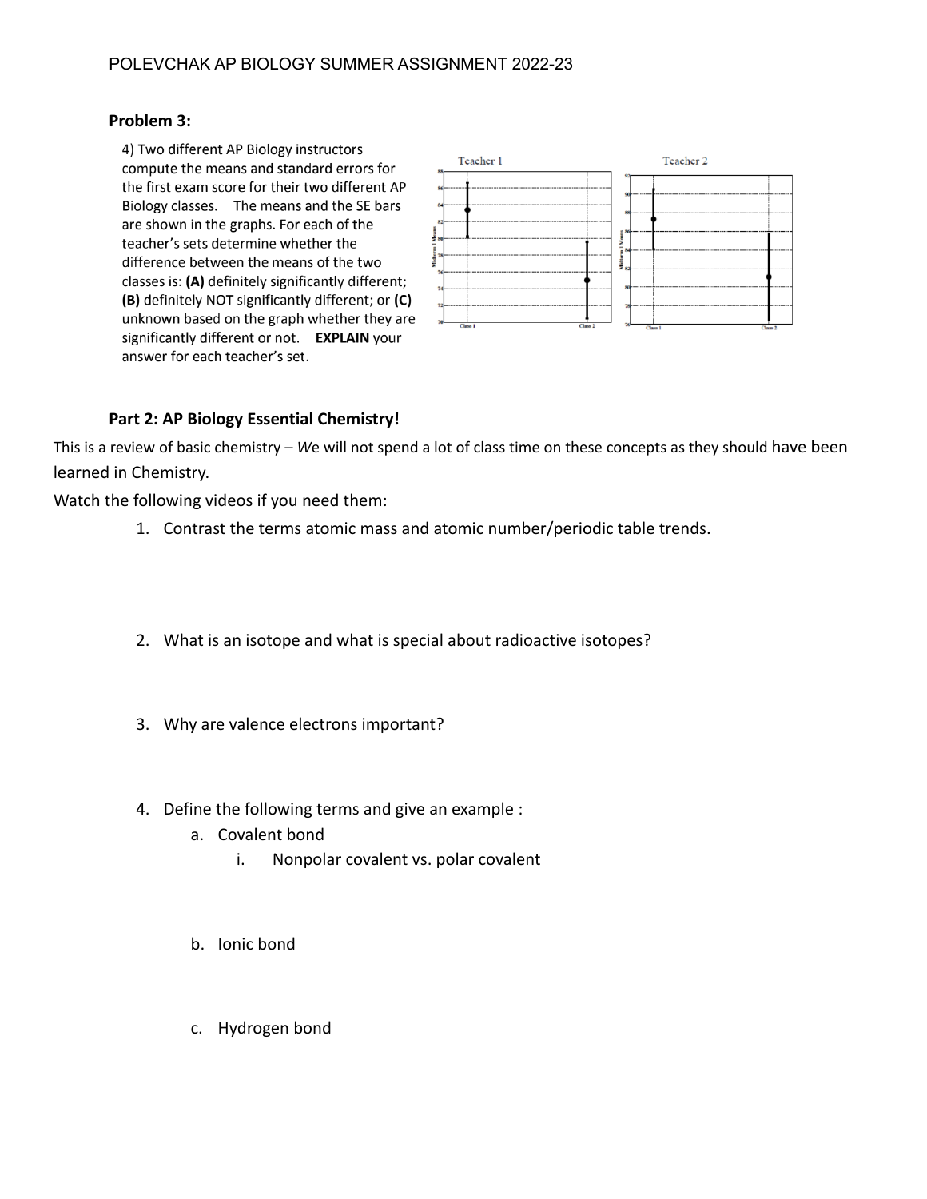**Problem 3:**

4) Two different AP Biology instructors compute the means and standard errors for the first exam score for their two different AP Biology classes. The means and the SE bars are shown in the graphs. For each of the teacher's sets determine whether the difference between the means of the two classes is: **(A)** definitely significantly different; **(B)** definitely NOT significantly different; or **(C)** unknown based on the graph whether they are significantly different or not. **EXPLAIN** your answer for each teacher's set.

### Part 2: AP Biology Essential Chemistry!

This is a review of basic chemistry – *W*e will not spend a lot of class time on these concepts as they should have been learned in Chemistry.

Watch the following videos if you need them:

1. Contrast the terms atomic mass and atomic number/periodic table trends.

2. What is an isotope and what is special about radioactive isotopes?

3. Why are valence electrons important?

4. Define the following terms and give an example :
   a. Covalent bond
      i. Nonpolar covalent vs. polar covalent

   b. Ionic bond

   c. Hydrogen bond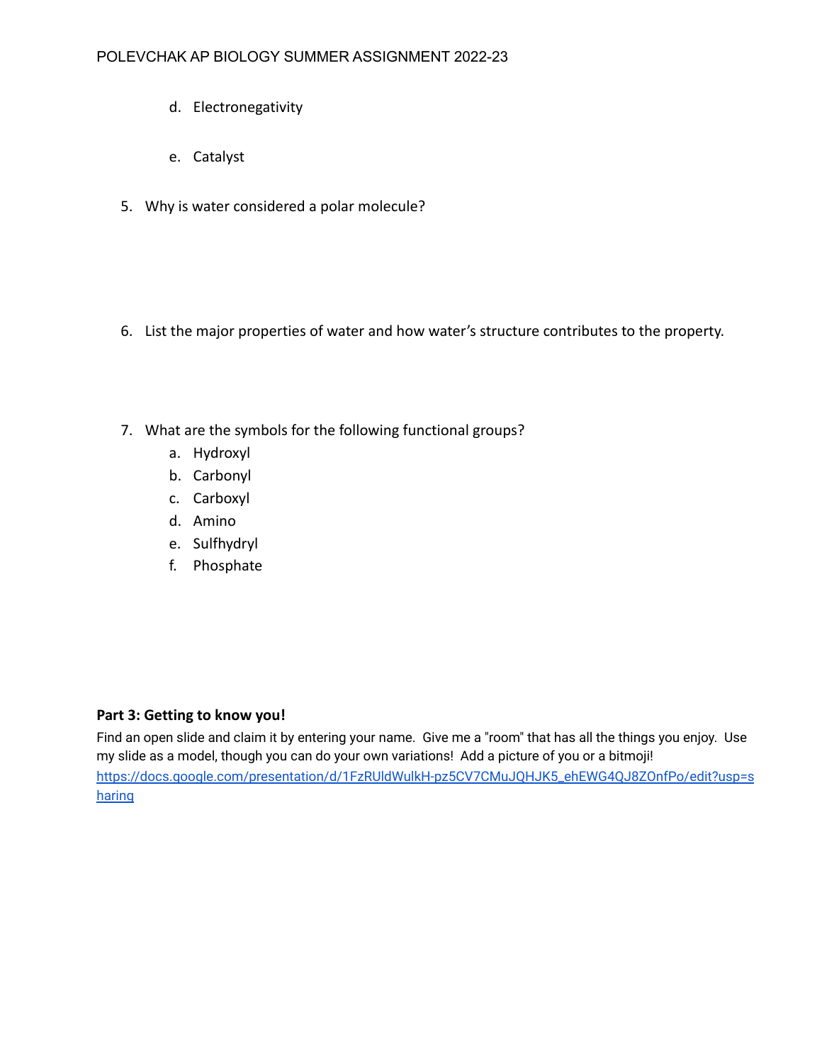d. Electronegativity

   e. Catalyst

5. Why is water considered a polar molecule?

6. List the major properties of water and how water's structure contributes to the property.

7. What are the symbols for the following functional groups?
   a. Hydroxyl
   b. Carbonyl
   c. Carboxyl
   d. Amino
   e. Sulfhydryl
   f. Phosphate

**Part 3: Getting to know you!**

Find an open slide and claim it by entering your name. Give me a "room" that has all the things you enjoy. Use my slide as a model, though you can do your own variations! Add a picture of you or a bitmoji!
https://docs.google.com/presentation/d/1FzRUldWulkH-pz5CV7CMuJQHJK5_ehEWG4QJ8ZOnfPo/edit?usp=sharing